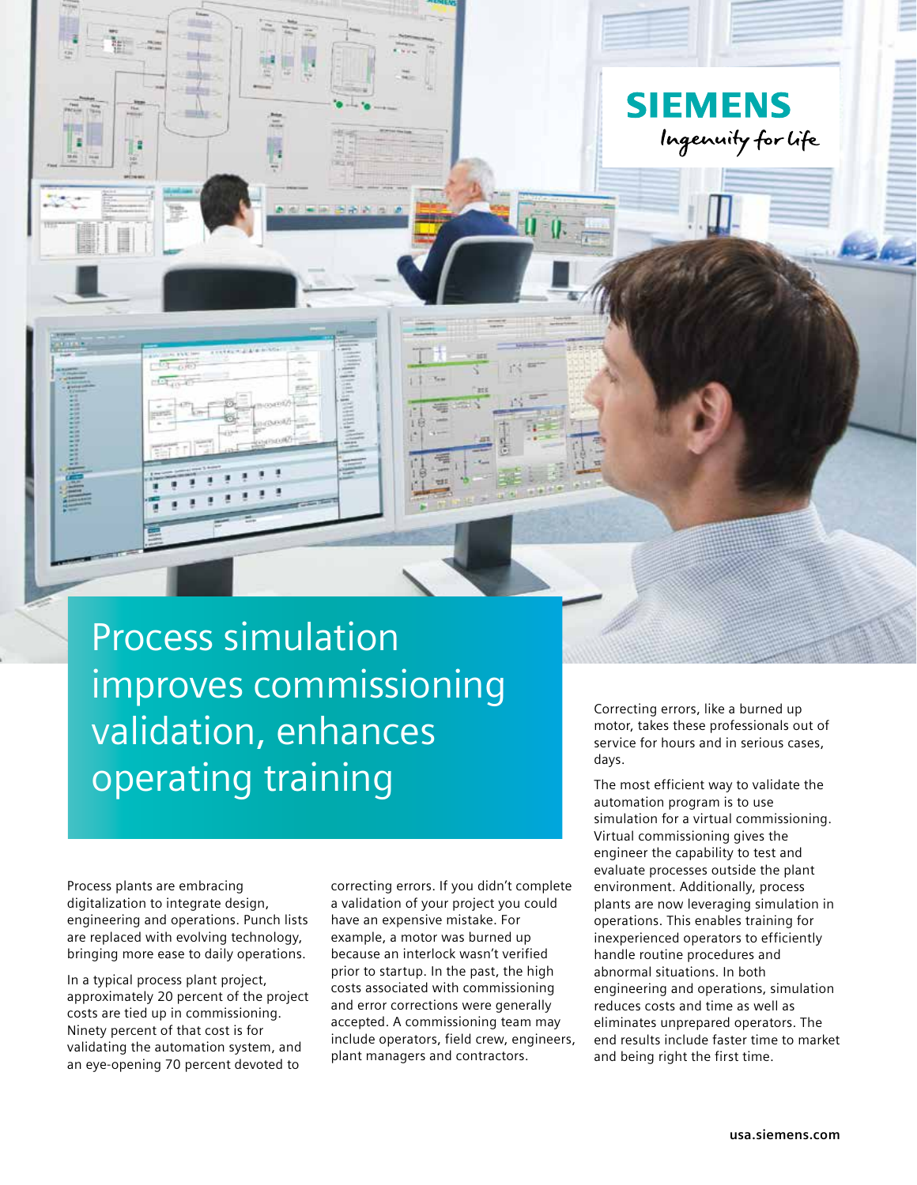# Process simulation improves commissioning validation, enhances operating training

Process plants are embracing digitalization to integrate design, engineering and operations. Punch lists are replaced with evolving technology, bringing more ease to daily operations.

In a typical process plant project, approximately 20 percent of the project costs are tied up in commissioning. Ninety percent of that cost is for validating the automation system, and an eye-opening 70 percent devoted to correcting errors. If you didn't complete a validation of your project you could have an expensive mistake. For example, a motor was burned up because an interlock wasn't verified prior to startup. In the past, the high costs associated with commissioning and error corrections were generally accepted. A commissioning team may include operators, field crew, engineers, plant managers and contractors. Correcting errors, like a burned up motor, takes these professionals out of service for hours and in serious cases, days.

The most efficient way to validate the automation program is to use simulation for a virtual commissioning. Virtual commissioning gives the engineer the capability to test and evaluate processes outside the plant environment. Additionally, process plants are now leveraging simulation in operations. This enables training for inexperienced operators to efficiently handle routine procedures and abnormal situations. In both engineering and operations, simulation reduces costs and time as well as eliminates unprepared operators. The end results include faster time to market and being right the first time.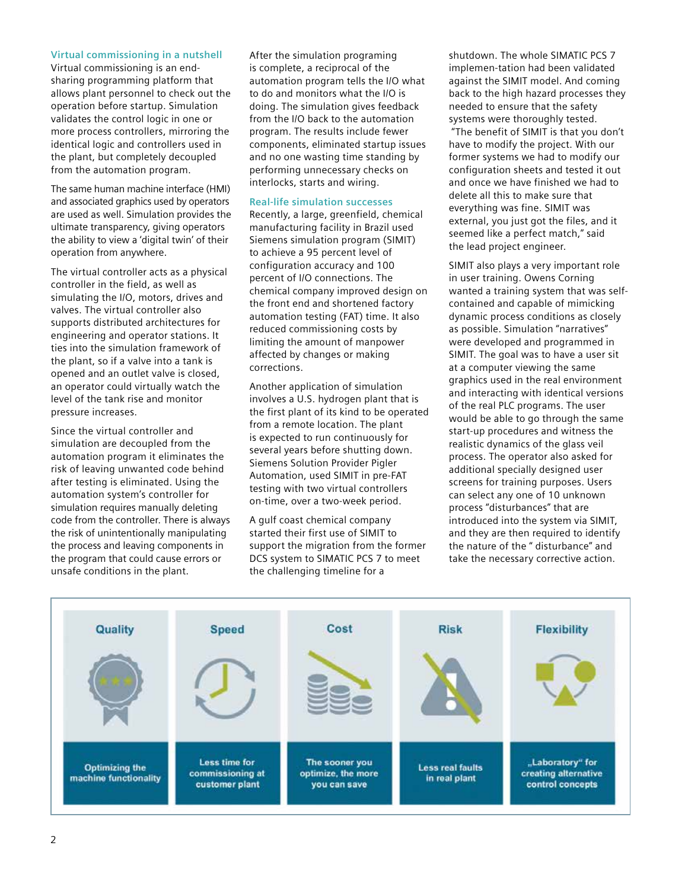### Virtual commissioning in a nutshell

Virtual commissioning is an end-sharing programming platform that allows plant personnel to check out the operation before startup. Simulation validates the control logic in one or more process controllers, mirroring the identical logic and controllers used in the plant, but completely decoupled from the automation program.

The same human machine interface (HMI) and associated graphics used by operators are used as well. Simulation provides the ultimate transparency, giving operators the ability to view a 'digital twin' of their operation from anywhere.

The virtual controller acts as a physical controller in the field, as well as simulating the I/O, motors, drives and valves. The virtual controller also supports distributed architectures for engineering and operator stations. It ties into the simulation framework of the plant, so if a valve into a tank is opened and an outlet valve is closed, an operator could virtually watch the level of the tank rise and monitor pressure increases.

Since the virtual controller and simulation are decoupled from the automation program it eliminates the risk of leaving unwanted code behind after testing is eliminated. Using the automation system's controller for simulation requires manually deleting code from the controller. There is always the risk of unintentionally manipulating the process and leaving components in the program that could cause errors or unsafe conditions in the plant.

After the simulation programing is complete, a reciprocal of the automation program tells the I/O what to do and monitors what the I/O is doing. The simulation gives feedback from the I/O back to the automation program. The results include fewer components, eliminated startup issues and no one wasting time standing by performing unnecessary checks on interlocks, starts and wiring.

### Real-life simulation successes

Recently, a large, greenfield, chemical manufacturing facility in Brazil used Siemens simulation program (SIMIT) to achieve a 95 percent level of configuration accuracy and 100 percent of I/O connections. The chemical company improved design on the front end and shortened factory automation testing (FAT) time. It also reduced commissioning costs by limiting the amount of manpower affected by changes or making corrections.

Another application of simulation involves a U.S. hydrogen plant that is the first plant of its kind to be operated from a remote location. The plant is expected to run continuously for several years before shutting down. Siemens Solution Provider Pigler Automation, used SIMIT in pre-FAT testing with two virtual controllers on-time, over a two-week period.

A gulf coast chemical company started their first use of SIMIT to support the migration from the former DCS system to SIMATIC PCS 7 to meet the challenging timeline for a shutdown. The whole SIMATIC PCS 7 implemen-tation had been validated against the SIMIT model. And coming back to the high hazard processes they needed to ensure that the safety systems were thoroughly tested.

"The benefit of SIMIT is that you don't have to modify the project. With our former systems we had to modify our configuration sheets and tested it out and once we have finished we had to delete all this to make sure that everything was fine. SIMIT was external, you just got the files, and it seemed like a perfect match," said the lead project engineer.

SIMIT also plays a very important role in user training. Owens Corning wanted a training system that was self-contained and capable of mimicking dynamic process conditions as closely as possible. Simulation "narratives" were developed and programmed in SIMIT. The goal was to have a user sit at a computer viewing the same graphics used in the real environment and interacting with identical versions of the real PLC programs. The user would be able to go through the same start-up procedures and witness the realistic dynamics of the glass veil process. The operator also asked for additional specially designed user screens for training purposes. Users can select any one of 10 unknown process "disturbances" that are introduced into the system via SIMIT, and they are then required to identify the nature of the " disturbance" and take the necessary corrective action.

| Quality | Speed | Cost | Risk | Flexibility |
|---|---|---|---|---|
| Optimizing the machine functionality | Less time for commissioning at customer plant | The sooner you optimize, the more you can save | Less real faults in real plant | „Laboratory" for creating alternative control concepts |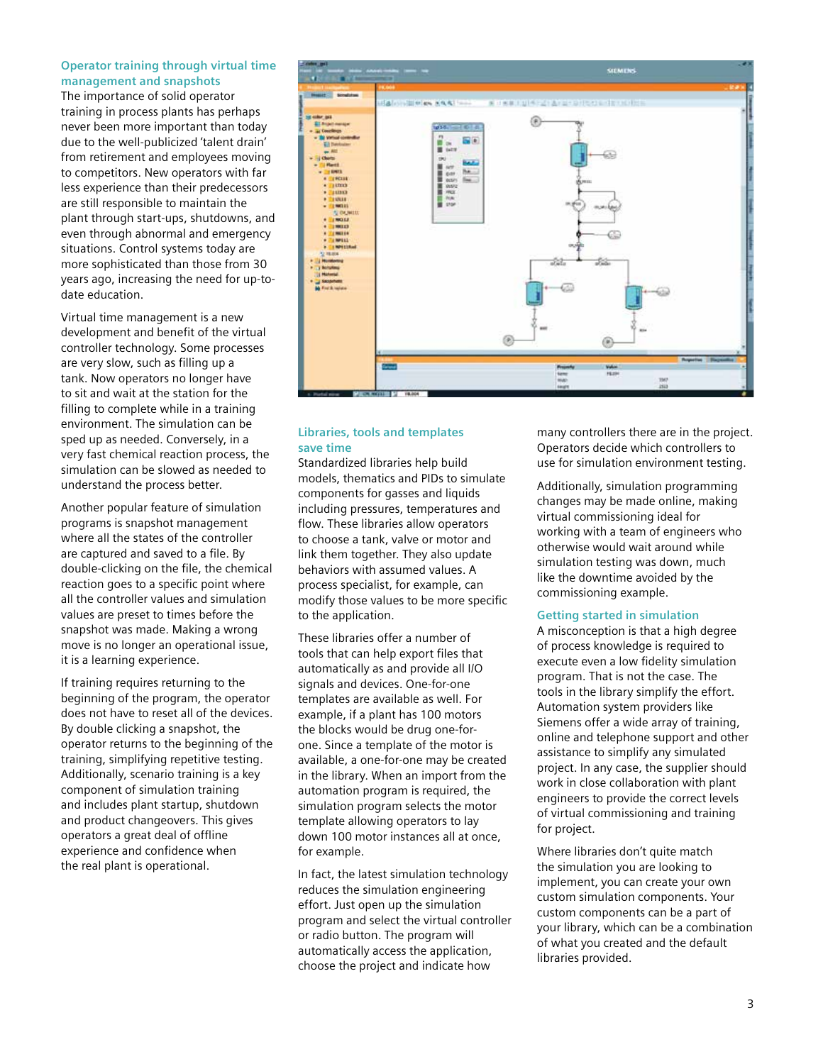## Operator training through virtual time management and snapshots

The importance of solid operator training in process plants has perhaps never been more important than today due to the well-publicized 'talent drain' from retirement and employees moving to competitors. New operators with far less experience than their predecessors are still responsible to maintain the plant through start-ups, shutdowns, and even through abnormal and emergency situations. Control systems today are more sophisticated than those from 30 years ago, increasing the need for up-to-date education.

Virtual time management is a new development and benefit of the virtual controller technology. Some processes are very slow, such as filling up a tank. Now operators no longer have to sit and wait at the station for the filling to complete while in a training environment. The simulation can be sped up as needed. Conversely, in a very fast chemical reaction process, the simulation can be slowed as needed to understand the process better.

Another popular feature of simulation programs is snapshot management where all the states of the controller are captured and saved to a file. By double-clicking on the file, the chemical reaction goes to a specific point where all the controller values and simulation values are preset to times before the snapshot was made. Making a wrong move is no longer an operational issue, it is a learning experience.

If training requires returning to the beginning of the program, the operator does not have to reset all of the devices. By double clicking a snapshot, the operator returns to the beginning of the training, simplifying repetitive testing. Additionally, scenario training is a key component of simulation training and includes plant startup, shutdown and product changeovers. This gives operators a great deal of offline experience and confidence when the real plant is operational.

## Libraries, tools and templates save time

Standardized libraries help build models, thematics and PIDs to simulate components for gasses and liquids including pressures, temperatures and flow. These libraries allow operators to choose a tank, valve or motor and link them together. They also update behaviors with assumed values. A process specialist, for example, can modify those values to be more specific to the application.

These libraries offer a number of tools that can help export files that automatically as and provide all I/O signals and devices. One-for-one templates are available as well. For example, if a plant has 100 motors the blocks would be drug one-for-one. Since a template of the motor is available, a one-for-one may be created in the library. When an import from the automation program is required, the simulation program selects the motor template allowing operators to lay down 100 motor instances all at once, for example.

In fact, the latest simulation technology reduces the simulation engineering effort. Just open up the simulation program and select the virtual controller or radio button. The program will automatically access the application, choose the project and indicate how many controllers there are in the project. Operators decide which controllers to use for simulation environment testing.

Additionally, simulation programming changes may be made online, making virtual commissioning ideal for working with a team of engineers who otherwise would wait around while simulation testing was down, much like the downtime avoided by the commissioning example.

## Getting started in simulation

A misconception is that a high degree of process knowledge is required to execute even a low fidelity simulation program. That is not the case. The tools in the library simplify the effort. Automation system providers like Siemens offer a wide array of training, online and telephone support and other assistance to simplify any simulated project. In any case, the supplier should work in close collaboration with plant engineers to provide the correct levels of virtual commissioning and training for project.

Where libraries don't quite match the simulation you are looking to implement, you can create your own custom simulation components. Your custom components can be a part of your library, which can be a combination of what you created and the default libraries provided.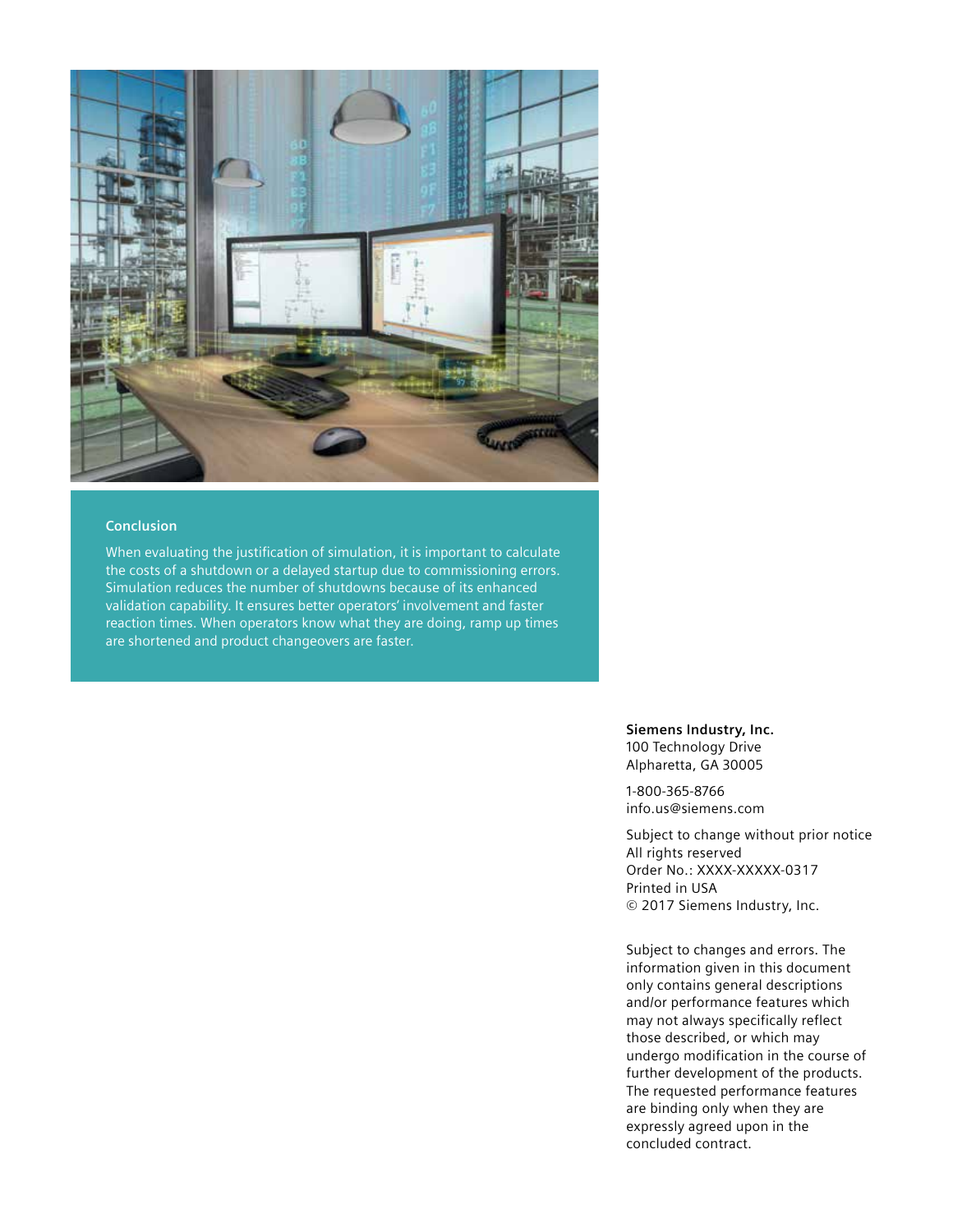## Conclusion

When evaluating the justification of simulation, it is important to calculate the costs of a shutdown or a delayed startup due to commissioning errors. Simulation reduces the number of shutdowns because of its enhanced validation capability. It ensures better operators' involvement and faster reaction times. When operators know what they are doing, ramp up times are shortened and product changeovers are faster.

**Siemens Industry, Inc.**
100 Technology Drive
Alpharetta, GA 30005

1-800-365-8766
info.us@siemens.com

Subject to change without prior notice
All rights reserved
Order No.: XXXX-XXXXX-0317
Printed in USA
© 2017 Siemens Industry, Inc.

Subject to changes and errors. The information given in this document only contains general descriptions and/or performance features which may not always specifically reflect those described, or which may undergo modification in the course of further development of the products. The requested performance features are binding only when they are expressly agreed upon in the concluded contract.